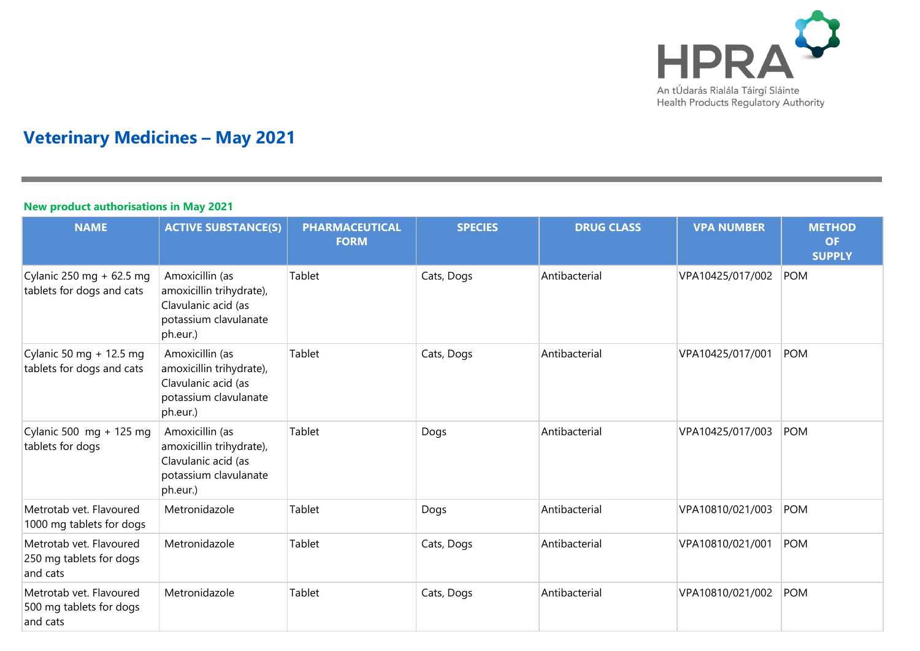# Veterinary Medicines – May 2021

## New product authorisations in May 2021

| NAME | ACTIVE SUBSTANCE(S) | PHARMACEUTICAL FORM | SPECIES | DRUG CLASS | VPA NUMBER | METHOD OF SUPPLY |
|---|---|---|---|---|---|---|
| Cylanic 250 mg + 62.5 mg tablets for dogs and cats | Amoxicillin (as amoxicillin trihydrate), Clavulanic acid (as potassium clavulanate ph.eur.) | Tablet | Cats, Dogs | Antibacterial | VPA10425/017/002 | POM |
| Cylanic 50 mg + 12.5 mg tablets for dogs and cats | Amoxicillin (as amoxicillin trihydrate), Clavulanic acid (as potassium clavulanate ph.eur.) | Tablet | Cats, Dogs | Antibacterial | VPA10425/017/001 | POM |
| Cylanic 500 mg + 125 mg tablets for dogs | Amoxicillin (as amoxicillin trihydrate), Clavulanic acid (as potassium clavulanate ph.eur.) | Tablet | Dogs | Antibacterial | VPA10425/017/003 | POM |
| Metrotab vet. Flavoured 1000 mg tablets for dogs | Metronidazole | Tablet | Dogs | Antibacterial | VPA10810/021/003 | POM |
| Metrotab vet. Flavoured 250 mg tablets for dogs and cats | Metronidazole | Tablet | Cats, Dogs | Antibacterial | VPA10810/021/001 | POM |
| Metrotab vet. Flavoured 500 mg tablets for dogs and cats | Metronidazole | Tablet | Cats, Dogs | Antibacterial | VPA10810/021/002 | POM |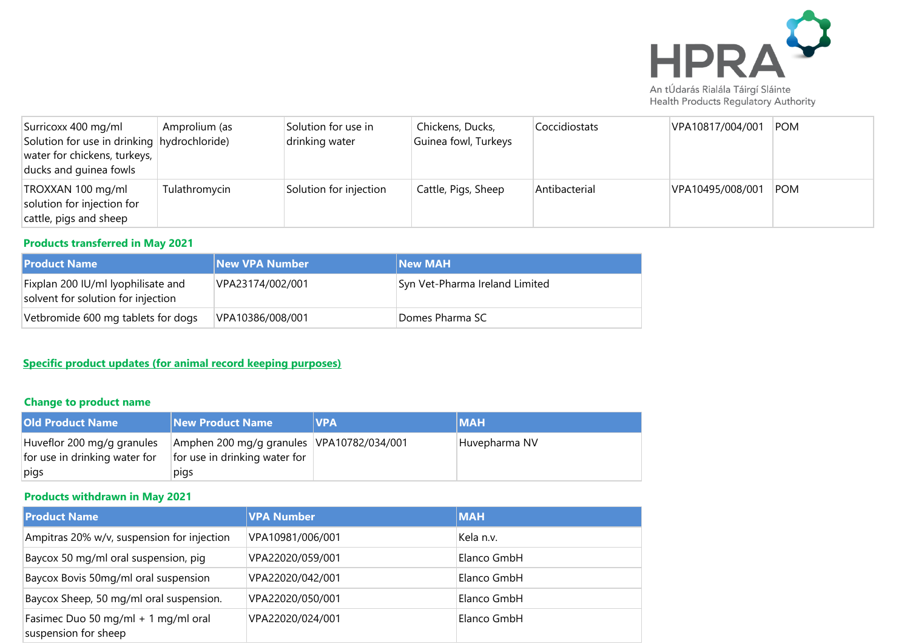| | | | | | | |
|---|---|---|---|---|---|---|
| Surricoxx 400 mg/ml Solution for use in drinking water for chickens, turkeys, ducks and guinea fowls | Amprolium (as hydrochloride) | Solution for use in drinking water | Chickens, Ducks, Guinea fowl, Turkeys | Coccidiostats | VPA10817/004/001 | POM |
| TROXXAN 100 mg/ml solution for injection for cattle, pigs and sheep | Tulathromycin | Solution for injection | Cattle, Pigs, Sheep | Antibacterial | VPA10495/008/001 | POM |

**Products transferred in May 2021**

| Product Name | New VPA Number | New MAH |
|---|---|---|
| Fixplan 200 IU/ml lyophilisate and solvent for solution for injection | VPA23174/002/001 | Syn Vet-Pharma Ireland Limited |
| Vetbromide 600 mg tablets for dogs | VPA10386/008/001 | Domes Pharma SC |

**Specific product updates (for animal record keeping purposes)**

**Change to product name**

| Old Product Name | New Product Name | VPA | MAH |
|---|---|---|---|
| Huveflor 200 mg/g granules for use in drinking water for pigs | Amphen 200 mg/g granules for use in drinking water for pigs | VPA10782/034/001 | Huvepharma NV |

**Products withdrawn in May 2021**

| Product Name | VPA Number | MAH |
|---|---|---|
| Ampitras 20% w/v, suspension for injection | VPA10981/006/001 | Kela n.v. |
| Baycox 50 mg/ml oral suspension, pig | VPA22020/059/001 | Elanco GmbH |
| Baycox Bovis 50mg/ml oral suspension | VPA22020/042/001 | Elanco GmbH |
| Baycox Sheep, 50 mg/ml oral suspension. | VPA22020/050/001 | Elanco GmbH |
| Fasimec Duo 50 mg/ml + 1 mg/ml oral suspension for sheep | VPA22020/024/001 | Elanco GmbH |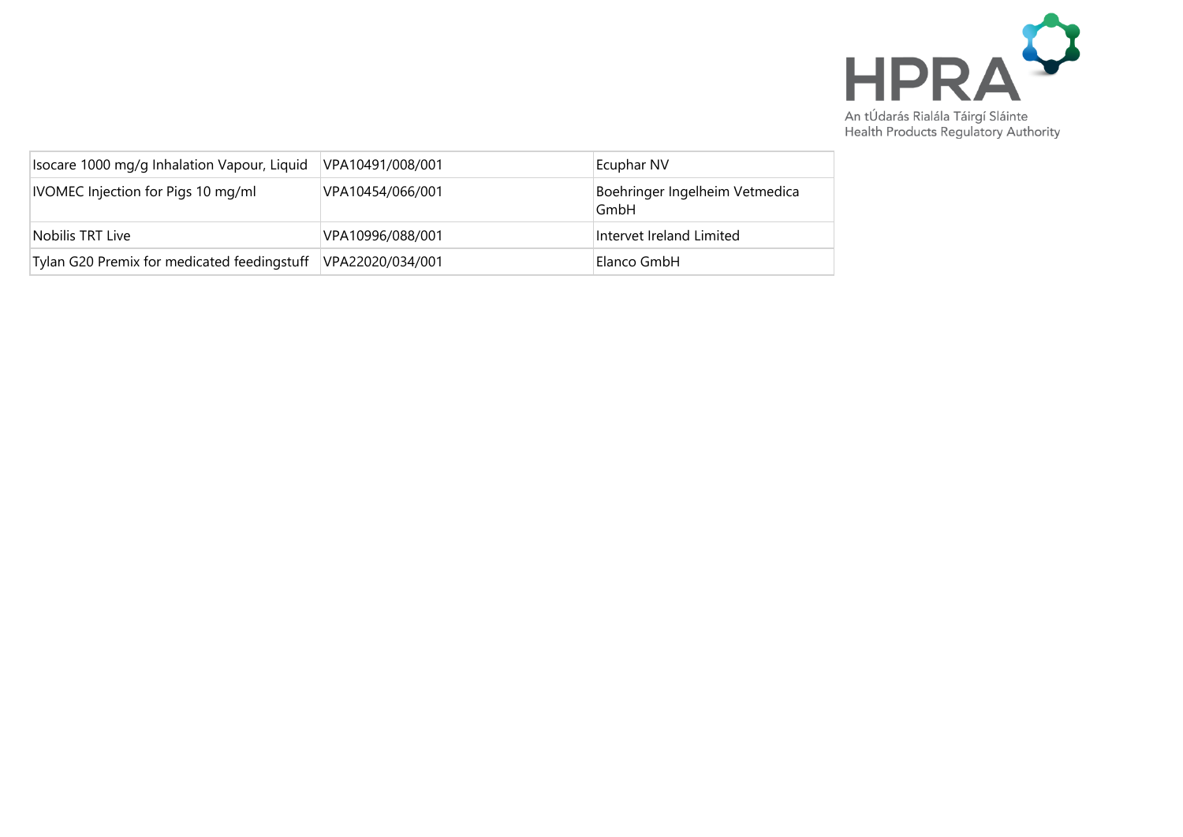| | | |
|---|---|---|
| Isocare 1000 mg/g Inhalation Vapour, Liquid | VPA10491/008/001 | Ecuphar NV |
| IVOMEC Injection for Pigs 10 mg/ml | VPA10454/066/001 | Boehringer Ingelheim Vetmedica GmbH |
| Nobilis TRT Live | VPA10996/088/001 | Intervet Ireland Limited |
| Tylan G20 Premix for medicated feedingstuff | VPA22020/034/001 | Elanco GmbH |